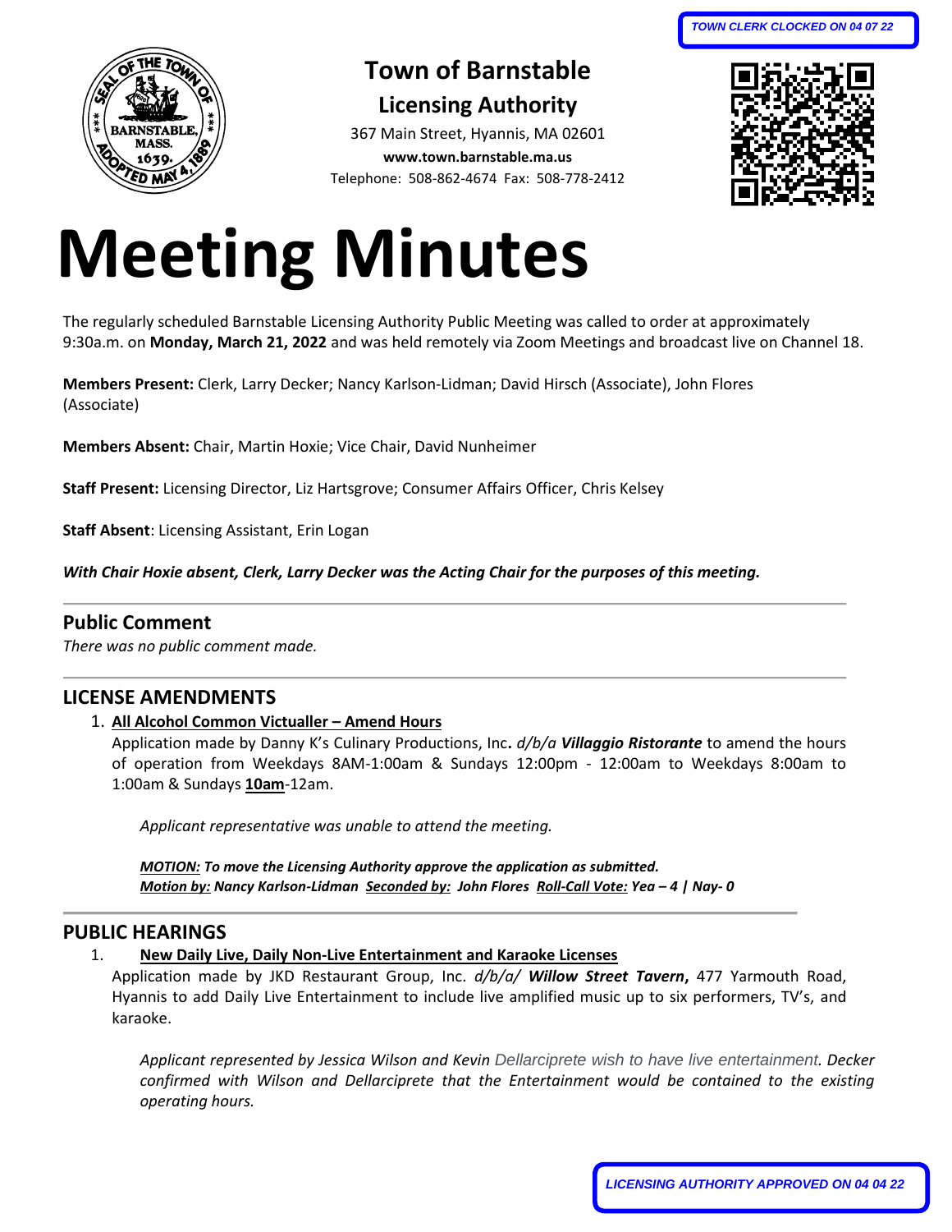TOWN CLERK CLOCKED ON 04 07 22

# Town of Barnstable

## Licensing Authority

367 Main Street, Hyannis, MA 02601
**www.town.barnstable.ma.us**
Telephone: 508-862-4674 Fax: 508-778-2412

# Meeting Minutes

The regularly scheduled Barnstable Licensing Authority Public Meeting was called to order at approximately 9:30a.m. on **Monday, March 21, 2022** and was held remotely via Zoom Meetings and broadcast live on Channel 18.

**Members Present:** Clerk, Larry Decker; Nancy Karlson-Lidman; David Hirsch (Associate), John Flores (Associate)

**Members Absent:** Chair, Martin Hoxie; Vice Chair, David Nunheimer

**Staff Present:** Licensing Director, Liz Hartsgrove; Consumer Affairs Officer, Chris Kelsey

**Staff Absent**: Licensing Assistant, Erin Logan

***With Chair Hoxie absent, Clerk, Larry Decker was the Acting Chair for the purposes of this meeting.***

## Public Comment

*There was no public comment made.*

## LICENSE AMENDMENTS

1. **All Alcohol Common Victualler – Amend Hours**
   Application made by Danny K's Culinary Productions, Inc**.** *d/b/a **Villaggio Ristorante*** to amend the hours of operation from Weekdays 8AM-1:00am & Sundays 12:00pm - 12:00am to Weekdays 8:00am to 1:00am & Sundays **10am**-12am.

   *Applicant representative was unable to attend the meeting.*

   ***MOTION:** **To move the Licensing Authority approve the application as submitted.***
   ***Motion by:** **Nancy Karlson-Lidman** **Seconded by:** **John Flores** **Roll-Call Vote:** **Yea – 4 | Nay- 0***

## PUBLIC HEARINGS

1. **New Daily Live, Daily Non-Live Entertainment and Karaoke Licenses**
   Application made by JKD Restaurant Group, Inc. *d/b/a/ **Willow Street Tavern***, 477 Yarmouth Road, Hyannis to add Daily Live Entertainment to include live amplified music up to six performers, TV's, and karaoke.

   *Applicant represented by Jessica Wilson and Kevin Dellarciprete wish to have live entertainment. Decker confirmed with Wilson and Dellarciprete that the Entertainment would be contained to the existing operating hours.*

LICENSING AUTHORITY APPROVED ON 04 04 22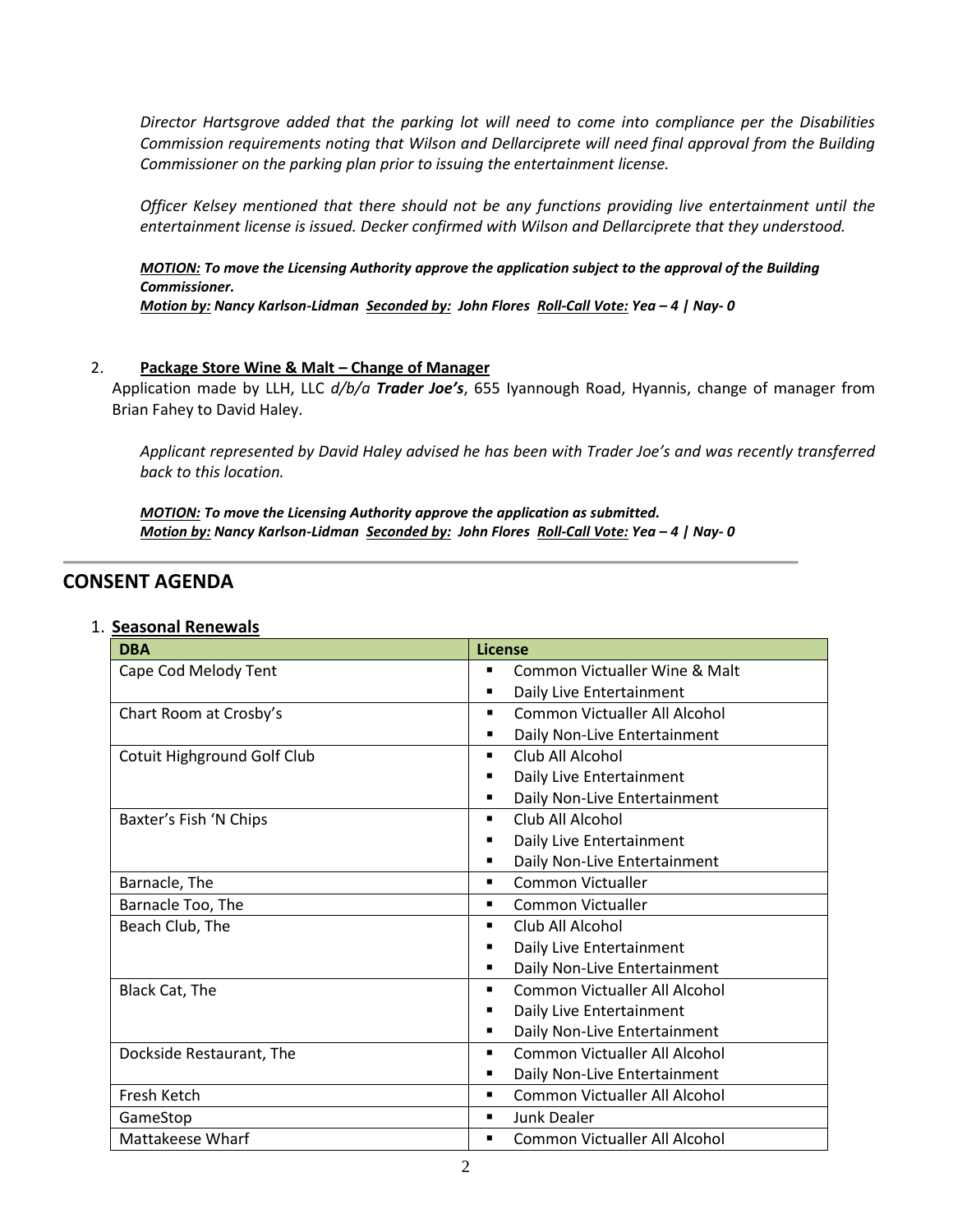*Director Hartsgrove added that the parking lot will need to come into compliance per the Disabilities Commission requirements noting that Wilson and Dellarciprete will need final approval from the Building Commissioner on the parking plan prior to issuing the entertainment license.*

*Officer Kelsey mentioned that there should not be any functions providing live entertainment until the entertainment license is issued. Decker confirmed with Wilson and Dellarciprete that they understood.*

***MOTION:* To move the Licensing Authority approve the application subject to the approval of the Building Commissioner.**
***Motion by:* Nancy Karlson-Lidman *Seconded by:* John Flores *Roll-Call Vote:* Yea – 4 | Nay- 0**

2. **Package Store Wine & Malt – Change of Manager**

Application made by LLH, LLC *d/b/a* ***Trader Joe's***, 655 Iyannough Road, Hyannis, change of manager from Brian Fahey to David Haley.

*Applicant represented by David Haley advised he has been with Trader Joe's and was recently transferred back to this location.*

***MOTION:* To move the Licensing Authority approve the application as submitted.**
***Motion by:* Nancy Karlson-Lidman *Seconded by:* John Flores *Roll-Call Vote:* Yea – 4 | Nay- 0**

## CONSENT AGENDA

1. **Seasonal Renewals**

| DBA | License |
|---|---|
| Cape Cod Melody Tent | ▪ Common Victualler Wine & Malt<br>▪ Daily Live Entertainment |
| Chart Room at Crosby's | ▪ Common Victualler All Alcohol<br>▪ Daily Non-Live Entertainment |
| Cotuit Highground Golf Club | ▪ Club All Alcohol<br>▪ Daily Live Entertainment<br>▪ Daily Non-Live Entertainment |
| Baxter's Fish 'N Chips | ▪ Club All Alcohol<br>▪ Daily Live Entertainment<br>▪ Daily Non-Live Entertainment |
| Barnacle, The | ▪ Common Victualler |
| Barnacle Too, The | ▪ Common Victualler |
| Beach Club, The | ▪ Club All Alcohol<br>▪ Daily Live Entertainment<br>▪ Daily Non-Live Entertainment |
| Black Cat, The | ▪ Common Victualler All Alcohol<br>▪ Daily Live Entertainment<br>▪ Daily Non-Live Entertainment |
| Dockside Restaurant, The | ▪ Common Victualler All Alcohol<br>▪ Daily Non-Live Entertainment |
| Fresh Ketch | ▪ Common Victualler All Alcohol |
| GameStop | ▪ Junk Dealer |
| Mattakeese Wharf | ▪ Common Victualler All Alcohol |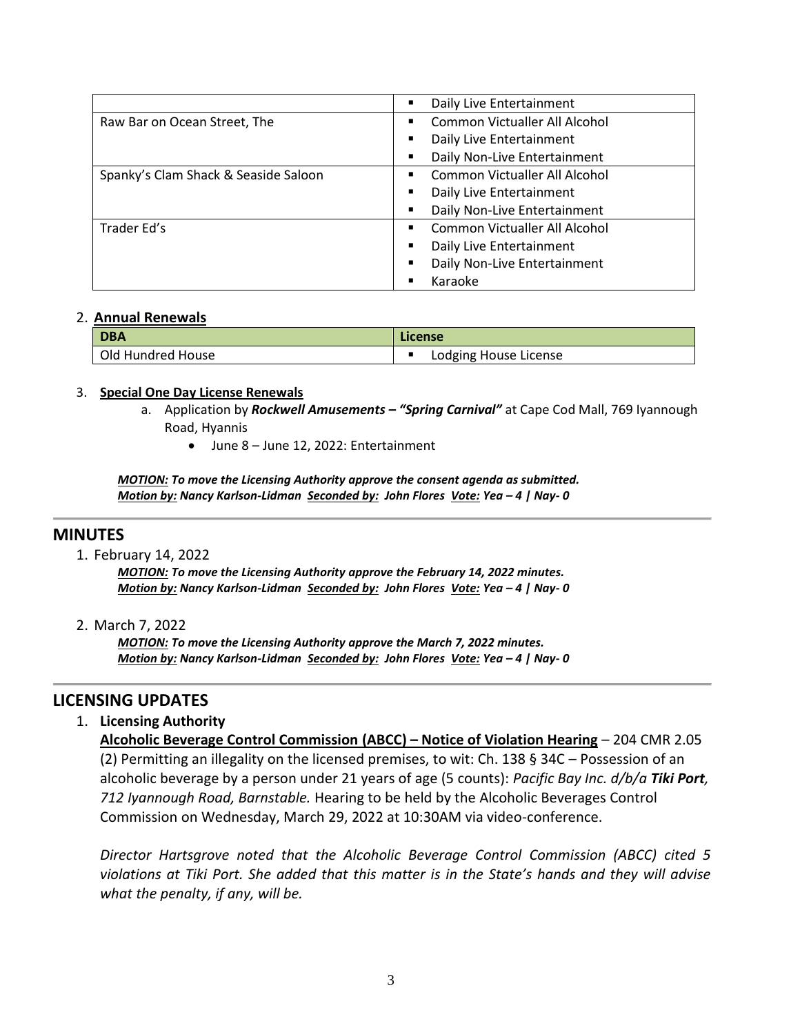| | |
|---|---|
| | ▪ Daily Live Entertainment |
| Raw Bar on Ocean Street, The | ▪ Common Victualler All Alcohol<br>▪ Daily Live Entertainment<br>▪ Daily Non-Live Entertainment |
| Spanky's Clam Shack & Seaside Saloon | ▪ Common Victualler All Alcohol<br>▪ Daily Live Entertainment<br>▪ Daily Non-Live Entertainment |
| Trader Ed's | ▪ Common Victualler All Alcohol<br>▪ Daily Live Entertainment<br>▪ Daily Non-Live Entertainment<br>▪ Karaoke |

2. **Annual Renewals**

| DBA | License |
|---|---|
| Old Hundred House | ▪ Lodging House License |

3. **Special One Day License Renewals**
   a. Application by ***Rockwell Amusements – "Spring Carnival"*** at Cape Cod Mall, 769 Iyannough Road, Hyannis
      - June 8 – June 12, 2022: Entertainment

***MOTION:* To move the Licensing Authority approve the consent agenda as submitted.**
***Motion by:* Nancy Karlson-Lidman *Seconded by:* John Flores *Vote:* Yea – 4 | Nay- 0**

## MINUTES

1. February 14, 2022

   ***MOTION:* To move the Licensing Authority approve the February 14, 2022 minutes.**
   ***Motion by:* Nancy Karlson-Lidman *Seconded by:* John Flores *Vote:* Yea – 4 | Nay- 0**

2. March 7, 2022

   ***MOTION:* To move the Licensing Authority approve the March 7, 2022 minutes.**
   ***Motion by:* Nancy Karlson-Lidman *Seconded by:* John Flores *Vote:* Yea – 4 | Nay- 0**

## LICENSING UPDATES

1. **Licensing Authority**

   **Alcoholic Beverage Control Commission (ABCC) – Notice of Violation Hearing** – 204 CMR 2.05 (2) Permitting an illegality on the licensed premises, to wit: Ch. 138 § 34C – Possession of an alcoholic beverage by a person under 21 years of age (5 counts): *Pacific Bay Inc. d/b/a **Tiki Port**, 712 Iyannough Road, Barnstable.* Hearing to be held by the Alcoholic Beverages Control Commission on Wednesday, March 29, 2022 at 10:30AM via video-conference.

   *Director Hartsgrove noted that the Alcoholic Beverage Control Commission (ABCC) cited 5 violations at Tiki Port. She added that this matter is in the State's hands and they will advise what the penalty, if any, will be.*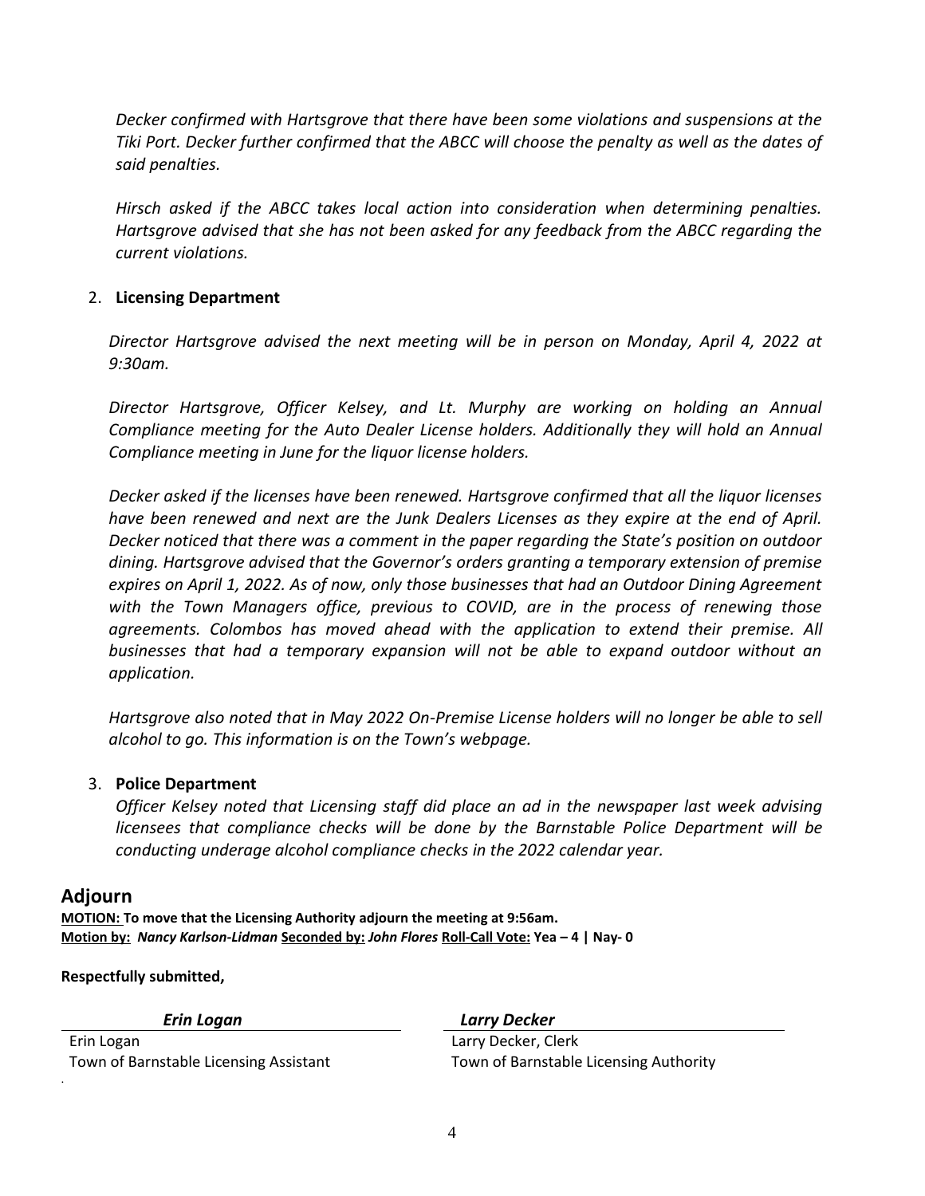*Decker confirmed with Hartsgrove that there have been some violations and suspensions at the Tiki Port. Decker further confirmed that the ABCC will choose the penalty as well as the dates of said penalties.*

*Hirsch asked if the ABCC takes local action into consideration when determining penalties. Hartsgrove advised that she has not been asked for any feedback from the ABCC regarding the current violations.*

2. **Licensing Department**

   *Director Hartsgrove advised the next meeting will be in person on Monday, April 4, 2022 at 9:30am.*

   *Director Hartsgrove, Officer Kelsey, and Lt. Murphy are working on holding an Annual Compliance meeting for the Auto Dealer License holders. Additionally they will hold an Annual Compliance meeting in June for the liquor license holders.*

   *Decker asked if the licenses have been renewed. Hartsgrove confirmed that all the liquor licenses have been renewed and next are the Junk Dealers Licenses as they expire at the end of April. Decker noticed that there was a comment in the paper regarding the State's position on outdoor dining. Hartsgrove advised that the Governor's orders granting a temporary extension of premise expires on April 1, 2022. As of now, only those businesses that had an Outdoor Dining Agreement with the Town Managers office, previous to COVID, are in the process of renewing those agreements. Colombos has moved ahead with the application to extend their premise. All businesses that had a temporary expansion will not be able to expand outdoor without an application.*

   *Hartsgrove also noted that in May 2022 On-Premise License holders will no longer be able to sell alcohol to go. This information is on the Town's webpage.*

3. **Police Department**

   *Officer Kelsey noted that Licensing staff did place an ad in the newspaper last week advising licensees that compliance checks will be done by the Barnstable Police Department will be conducting underage alcohol compliance checks in the 2022 calendar year.*

## Adjourn

**<u>MOTION:</u> To move that the Licensing Authority adjourn the meeting at 9:56am.**
**<u>Motion by:</u> *Nancy Karlson-Lidman* <u>Seconded by:</u> *John Flores* <u>Roll-Call Vote:</u> Yea – 4 | Nay- 0**

**Respectfully submitted,**

***Erin Logan***
Erin Logan
Town of Barnstable Licensing Assistant

***Larry Decker***
Larry Decker, Clerk
Town of Barnstable Licensing Authority